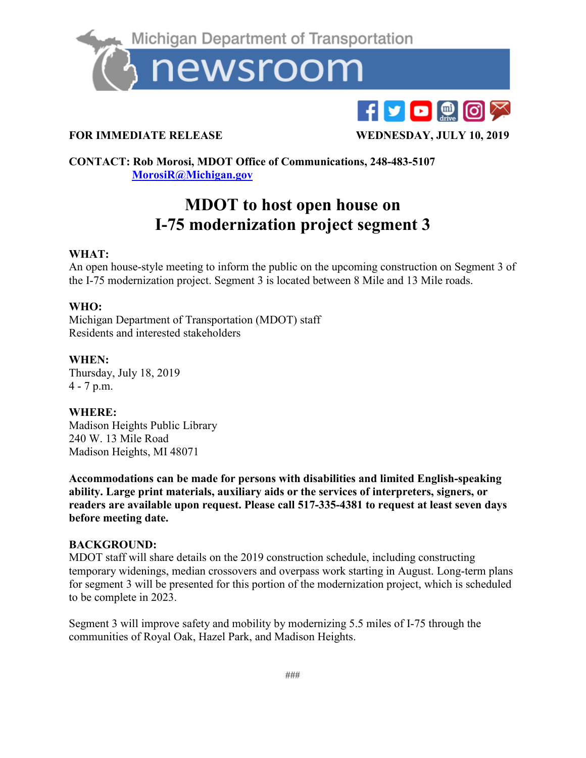Michigan Department of Transportation newsroom

**FOR IMMEDIATE RELEASE** **WEDNESDAY, JULY 10, 2019**

**CONTACT: Rob Morosi, MDOT Office of Communications, 248-483-5107**
**MorosiR@Michigan.gov**

# MDOT to host open house on I-75 modernization project segment 3

**WHAT:**
An open house-style meeting to inform the public on the upcoming construction on Segment 3 of the I-75 modernization project. Segment 3 is located between 8 Mile and 13 Mile roads.

**WHO:**
Michigan Department of Transportation (MDOT) staff
Residents and interested stakeholders

**WHEN:**
Thursday, July 18, 2019
4 - 7 p.m.

**WHERE:**
Madison Heights Public Library
240 W. 13 Mile Road
Madison Heights, MI 48071

**Accommodations can be made for persons with disabilities and limited English-speaking ability. Large print materials, auxiliary aids or the services of interpreters, signers, or readers are available upon request. Please call 517-335-4381 to request at least seven days before meeting date.**

**BACKGROUND:**
MDOT staff will share details on the 2019 construction schedule, including constructing temporary widenings, median crossovers and overpass work starting in August. Long-term plans for segment 3 will be presented for this portion of the modernization project, which is scheduled to be complete in 2023.

Segment 3 will improve safety and mobility by modernizing 5.5 miles of I-75 through the communities of Royal Oak, Hazel Park, and Madison Heights.

###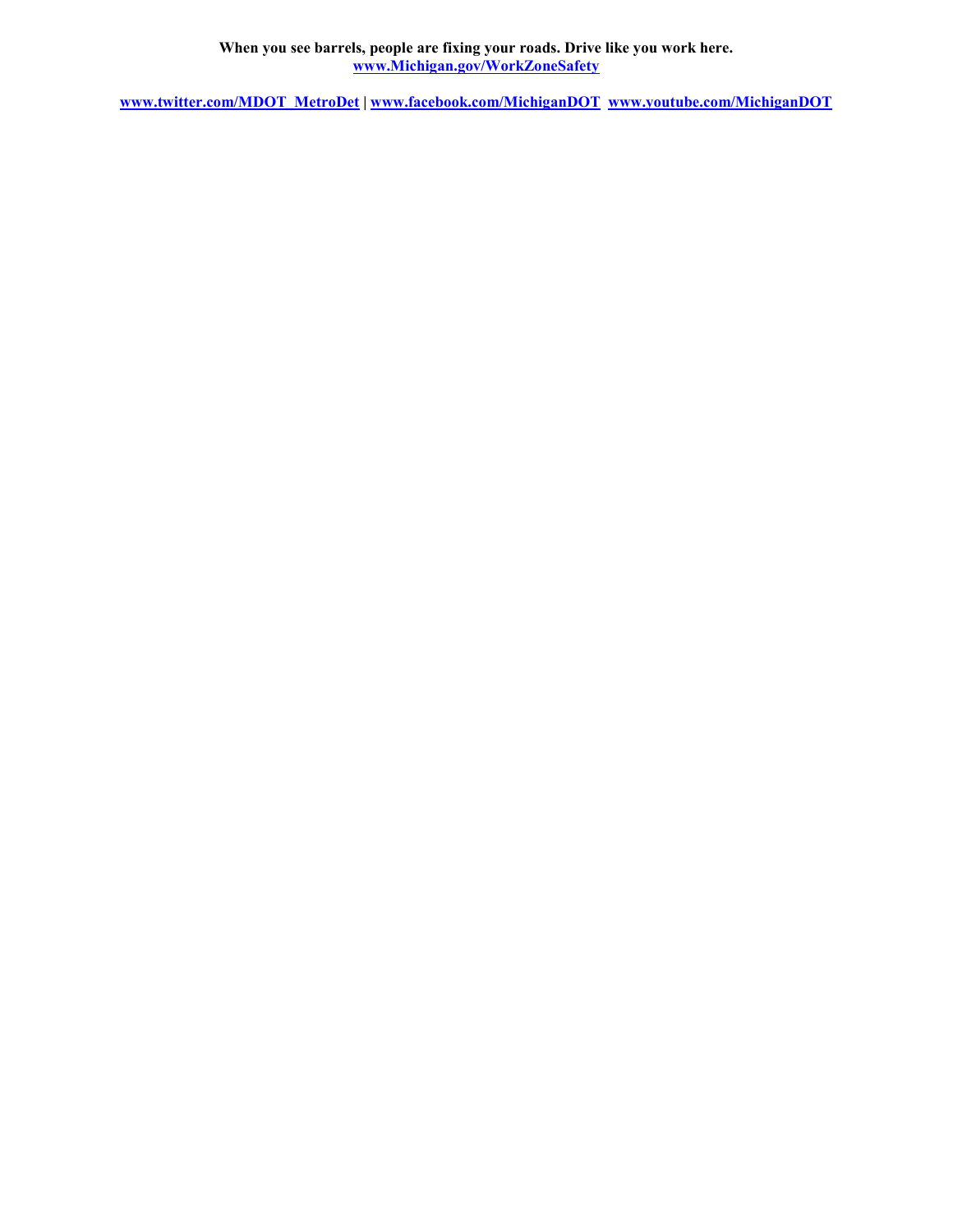**When you see barrels, people are fixing your roads. Drive like you work here.**
**www.Michigan.gov/WorkZoneSafety**

**www.twitter.com/MDOT_MetroDet | www.facebook.com/MichiganDOT  www.youtube.com/MichiganDOT**